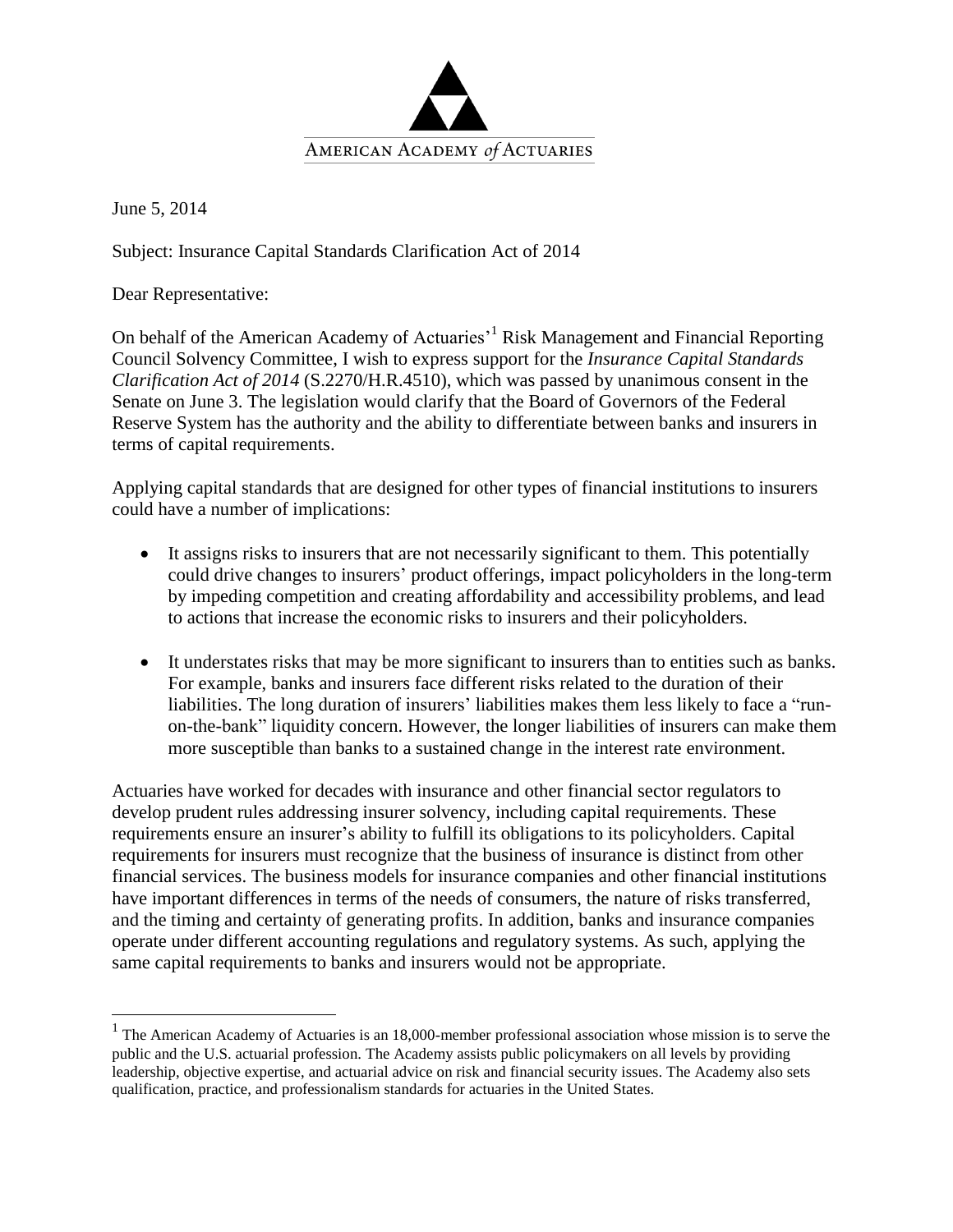American Academy *of* Actuaries

June 5, 2014

Subject: Insurance Capital Standards Clarification Act of 2014

Dear Representative:

On behalf of the American Academy of Actuaries'[1] Risk Management and Financial Reporting Council Solvency Committee, I wish to express support for the *Insurance Capital Standards Clarification Act of 2014* (S.2270/H.R.4510), which was passed by unanimous consent in the Senate on June 3. The legislation would clarify that the Board of Governors of the Federal Reserve System has the authority and the ability to differentiate between banks and insurers in terms of capital requirements.

Applying capital standards that are designed for other types of financial institutions to insurers could have a number of implications:

- It assigns risks to insurers that are not necessarily significant to them. This potentially could drive changes to insurers' product offerings, impact policyholders in the long-term by impeding competition and creating affordability and accessibility problems, and lead to actions that increase the economic risks to insurers and their policyholders.

- It understates risks that may be more significant to insurers than to entities such as banks. For example, banks and insurers face different risks related to the duration of their liabilities. The long duration of insurers' liabilities makes them less likely to face a "run-on-the-bank" liquidity concern. However, the longer liabilities of insurers can make them more susceptible than banks to a sustained change in the interest rate environment.

Actuaries have worked for decades with insurance and other financial sector regulators to develop prudent rules addressing insurer solvency, including capital requirements. These requirements ensure an insurer's ability to fulfill its obligations to its policyholders. Capital requirements for insurers must recognize that the business of insurance is distinct from other financial services. The business models for insurance companies and other financial institutions have important differences in terms of the needs of consumers, the nature of risks transferred, and the timing and certainty of generating profits. In addition, banks and insurance companies operate under different accounting regulations and regulatory systems. As such, applying the same capital requirements to banks and insurers would not be appropriate.

[1] The American Academy of Actuaries is an 18,000-member professional association whose mission is to serve the public and the U.S. actuarial profession. The Academy assists public policymakers on all levels by providing leadership, objective expertise, and actuarial advice on risk and financial security issues. The Academy also sets qualification, practice, and professionalism standards for actuaries in the United States.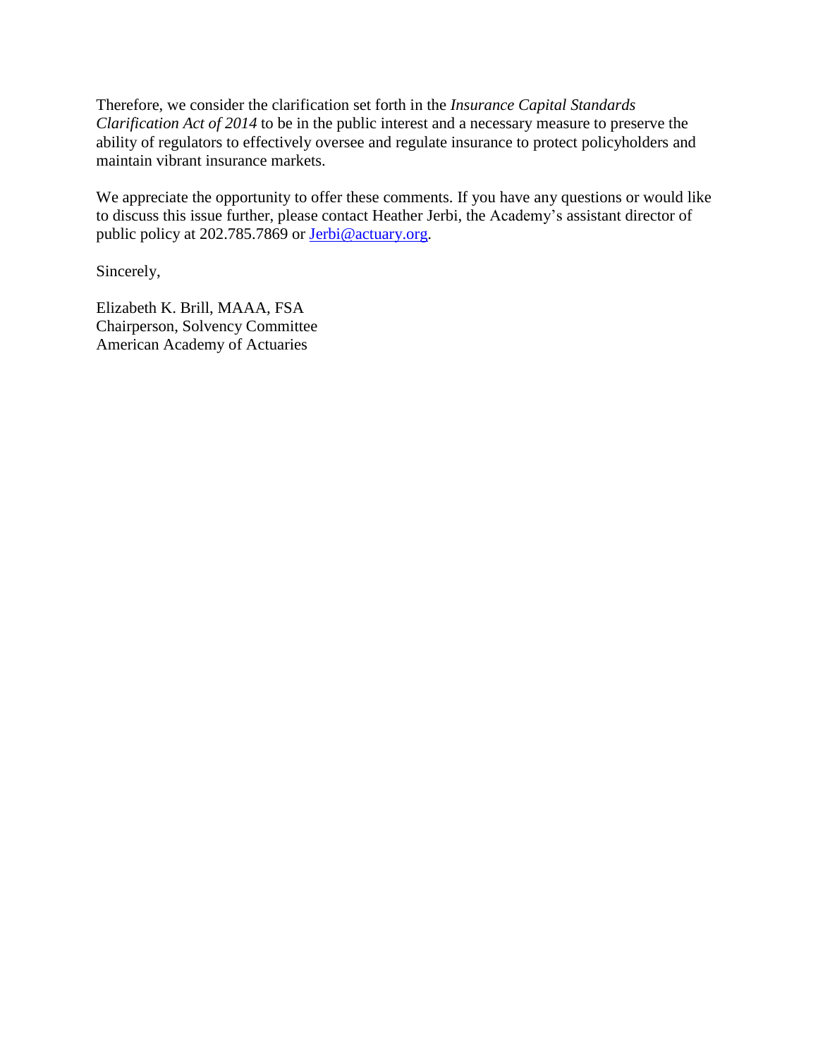Therefore, we consider the clarification set forth in the *Insurance Capital Standards Clarification Act of 2014* to be in the public interest and a necessary measure to preserve the ability of regulators to effectively oversee and regulate insurance to protect policyholders and maintain vibrant insurance markets.

We appreciate the opportunity to offer these comments. If you have any questions or would like to discuss this issue further, please contact Heather Jerbi, the Academy's assistant director of public policy at 202.785.7869 or [Jerbi@actuary.org](mailto:Jerbi@actuary.org).

Sincerely,

Elizabeth K. Brill, MAAA, FSA
Chairperson, Solvency Committee
American Academy of Actuaries